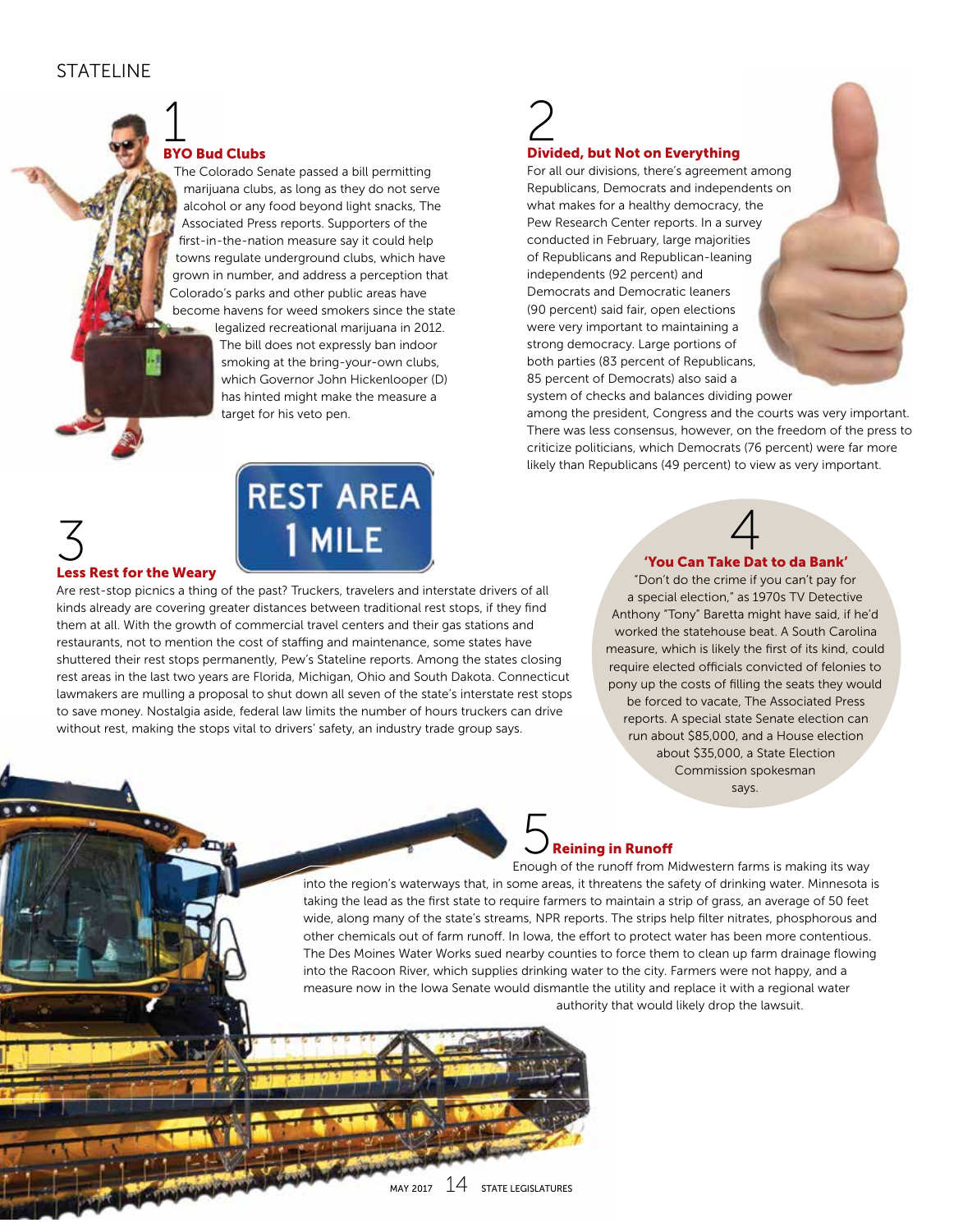STATELINE

## 1 BYO Bud Clubs

The Colorado Senate passed a bill permitting marijuana clubs, as long as they do not serve alcohol or any food beyond light snacks, The Associated Press reports. Supporters of the first-in-the-nation measure say it could help towns regulate underground clubs, which have grown in number, and address a perception that Colorado's parks and other public areas have become havens for weed smokers since the state legalized recreational marijuana in 2012. The bill does not expressly ban indoor smoking at the bring-your-own clubs, which Governor John Hickenlooper (D) has hinted might make the measure a target for his veto pen.

## 2 Divided, but Not on Everything

For all our divisions, there's agreement among Republicans, Democrats and independents on what makes for a healthy democracy, the Pew Research Center reports. In a survey conducted in February, large majorities of Republicans and Republican-leaning independents (92 percent) and Democrats and Democratic leaners (90 percent) said fair, open elections were very important to maintaining a strong democracy. Large portions of both parties (83 percent of Republicans, 85 percent of Democrats) also said a system of checks and balances dividing power among the president, Congress and the courts was very important. There was less consensus, however, on the freedom of the press to criticize politicians, which Democrats (76 percent) were far more likely than Republicans (49 percent) to view as very important.

## 3 Less Rest for the Weary

Are rest-stop picnics a thing of the past? Truckers, travelers and interstate drivers of all kinds already are covering greater distances between traditional rest stops, if they find them at all. With the growth of commercial travel centers and their gas stations and restaurants, not to mention the cost of staffing and maintenance, some states have shuttered their rest stops permanently, Pew's Stateline reports. Among the states closing rest areas in the last two years are Florida, Michigan, Ohio and South Dakota. Connecticut lawmakers are mulling a proposal to shut down all seven of the state's interstate rest stops to save money. Nostalgia aside, federal law limits the number of hours truckers can drive without rest, making the stops vital to drivers' safety, an industry trade group says.

## 4 'You Can Take Dat to da Bank'

"Don't do the crime if you can't pay for a special election," as 1970s TV Detective Anthony "Tony" Baretta might have said, if he'd worked the statehouse beat. A South Carolina measure, which is likely the first of its kind, could require elected officials convicted of felonies to pony up the costs of filling the seats they would be forced to vacate, The Associated Press reports. A special state Senate election can run about $85,000, and a House election about $35,000, a State Election Commission spokesman says.

## 5 Reining in Runoff

Enough of the runoff from Midwestern farms is making its way into the region's waterways that, in some areas, it threatens the safety of drinking water. Minnesota is taking the lead as the first state to require farmers to maintain a strip of grass, an average of 50 feet wide, along many of the state's streams, NPR reports. The strips help filter nitrates, phosphorous and other chemicals out of farm runoff. In Iowa, the effort to protect water has been more contentious. The Des Moines Water Works sued nearby counties to force them to clean up farm drainage flowing into the Racoon River, which supplies drinking water to the city. Farmers were not happy, and a measure now in the Iowa Senate would dismantle the utility and replace it with a regional water authority that would likely drop the lawsuit.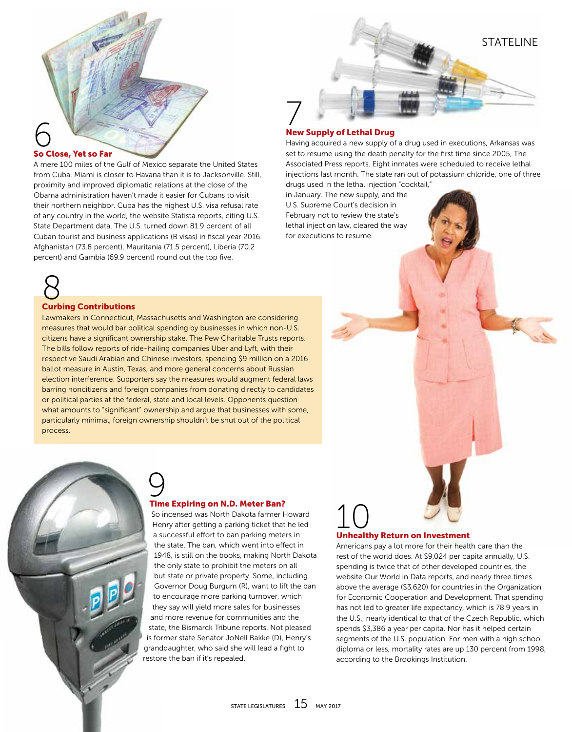## 6

### So Close, Yet so Far

A mere 100 miles of the Gulf of Mexico separate the United States from Cuba. Miami is closer to Havana than it is to Jacksonville. Still, proximity and improved diplomatic relations at the close of the Obama administration haven't made it easier for Cubans to visit their northern neighbor. Cuba has the highest U.S. visa refusal rate of any country in the world, the website Statista reports, citing U.S. State Department data. The U.S. turned down 81.9 percent of all Cuban tourist and business applications (B visas) in fiscal year 2016. Afghanistan (73.8 percent), Mauritania (71.5 percent), Liberia (70.2 percent) and Gambia (69.9 percent) round out the top five.

## 7

### New Supply of Lethal Drug

Having acquired a new supply of a drug used in executions, Arkansas was set to resume using the death penalty for the first time since 2005, The Associated Press reports. Eight inmates were scheduled to receive lethal injections last month. The state ran out of potassium chloride, one of three drugs used in the lethal injection "cocktail," in January. The new supply, and the U.S. Supreme Court's decision in February not to review the state's lethal injection law, cleared the way for executions to resume.

## 8

### Curbing Contributions

Lawmakers in Connecticut, Massachusetts and Washington are considering measures that would bar political spending by businesses in which non-U.S. citizens have a significant ownership stake, The Pew Charitable Trusts reports. The bills follow reports of ride-hailing companies Uber and Lyft, with their respective Saudi Arabian and Chinese investors, spending $9 million on a 2016 ballot measure in Austin, Texas, and more general concerns about Russian election interference. Supporters say the measures would augment federal laws barring noncitizens and foreign companies from donating directly to candidates or political parties at the federal, state and local levels. Opponents question what amounts to "significant" ownership and argue that businesses with some, particularly minimal, foreign ownership shouldn't be shut out of the political process.

## 9

### Time Expiring on N.D. Meter Ban?

So incensed was North Dakota farmer Howard Henry after getting a parking ticket that he led a successful effort to ban parking meters in the state. The ban, which went into effect in 1948, is still on the books, making North Dakota the only state to prohibit the meters on all but state or private property. Some, including Governor Doug Burgum (R), want to lift the ban to encourage more parking turnover, which they say will yield more sales for businesses and more revenue for communities and the state, the Bismarck Tribune reports. Not pleased is former state Senator JoNell Bakke (D), Henry's granddaughter, who said she will lead a fight to restore the ban if it's repealed.

## 10

### Unhealthy Return on Investment

Americans pay a lot more for their health care than the rest of the world does. At $9,024 per capita annually, U.S. spending is twice that of other developed countries, the website Our World in Data reports, and nearly three times above the average ($3,620) for countries in the Organization for Economic Cooperation and Development. That spending has not led to greater life expectancy, which is 78.9 years in the U.S., nearly identical to that of the Czech Republic, which spends $3,386 a year per capita. Nor has it helped certain segments of the U.S. population. For men with a high school diploma or less, mortality rates are up 130 percent from 1998, according to the Brookings Institution.